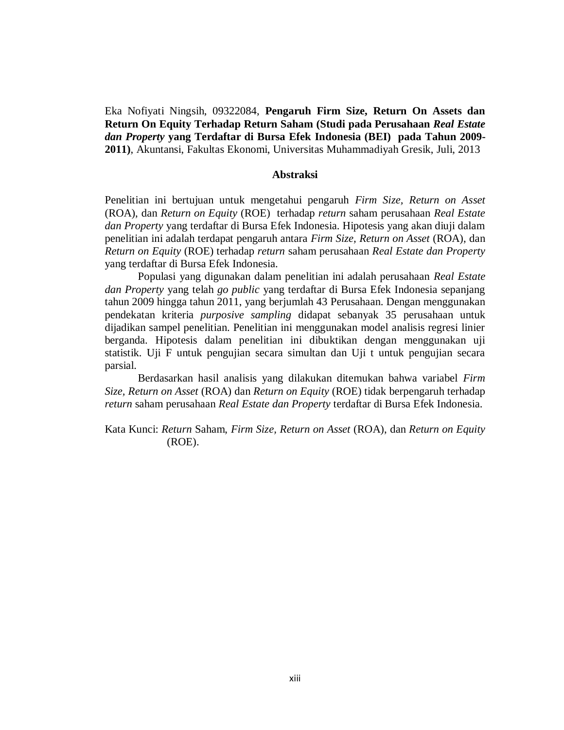Eka Nofiyati Ningsih, 09322084, **Pengaruh Firm Size, Return On Assets dan Return On Equity Terhadap Return Saham (Studi pada Perusahaan *Real Estate dan Property* yang Terdaftar di Bursa Efek Indonesia (BEI) pada Tahun 2009-2011)**, Akuntansi, Fakultas Ekonomi, Universitas Muhammadiyah Gresik, Juli, 2013

## Abstraksi

Penelitian ini bertujuan untuk mengetahui pengaruh *Firm Size*, *Return on Asset* (ROA), dan *Return on Equity* (ROE) terhadap *return* saham perusahaan *Real Estate dan Property* yang terdaftar di Bursa Efek Indonesia. Hipotesis yang akan diuji dalam penelitian ini adalah terdapat pengaruh antara *Firm Size, Return on Asset* (ROA), dan *Return on Equity* (ROE) terhadap *return* saham perusahaan *Real Estate dan Property* yang terdaftar di Bursa Efek Indonesia.

Populasi yang digunakan dalam penelitian ini adalah perusahaan *Real Estate dan Property* yang telah *go public* yang terdaftar di Bursa Efek Indonesia sepanjang tahun 2009 hingga tahun 2011, yang berjumlah 43 Perusahaan. Dengan menggunakan pendekatan kriteria *purposive sampling* didapat sebanyak 35 perusahaan untuk dijadikan sampel penelitian. Penelitian ini menggunakan model analisis regresi linier berganda. Hipotesis dalam penelitian ini dibuktikan dengan menggunakan uji statistik. Uji F untuk pengujian secara simultan dan Uji t untuk pengujian secara parsial.

Berdasarkan hasil analisis yang dilakukan ditemukan bahwa variabel *Firm Size, Return on Asset* (ROA) dan *Return on Equity* (ROE) tidak berpengaruh terhadap *return* saham perusahaan *Real Estate dan Property* terdaftar di Bursa Efek Indonesia.

Kata Kunci: *Return* Saham, *Firm Size, Return on Asset* (ROA), dan *Return on Equity* (ROE).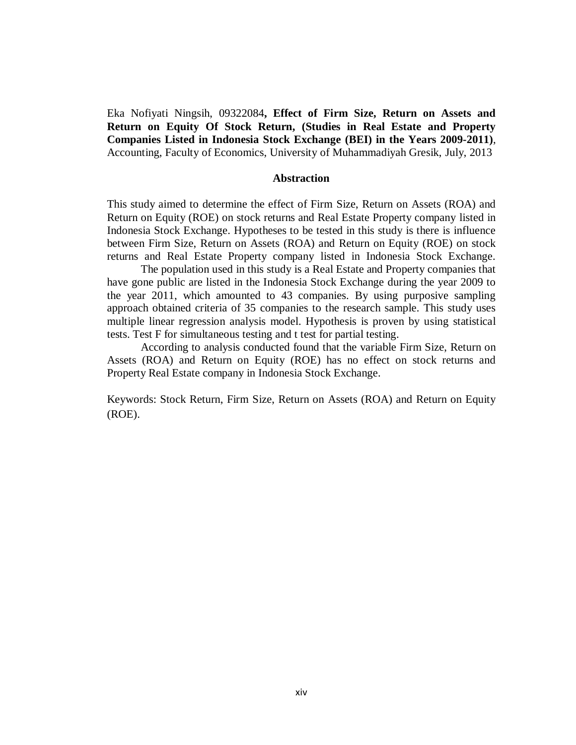Eka Nofiyati Ningsih, 09322084**, Effect of Firm Size, Return on Assets and Return on Equity Of Stock Return, (Studies in Real Estate and Property Companies Listed in Indonesia Stock Exchange (BEI) in the Years 2009-2011)**, Accounting, Faculty of Economics, University of Muhammadiyah Gresik, July, 2013

## Abstraction

This study aimed to determine the effect of Firm Size, Return on Assets (ROA) and Return on Equity (ROE) on stock returns and Real Estate Property company listed in Indonesia Stock Exchange. Hypotheses to be tested in this study is there is influence between Firm Size, Return on Assets (ROA) and Return on Equity (ROE) on stock returns and Real Estate Property company listed in Indonesia Stock Exchange.

The population used in this study is a Real Estate and Property companies that have gone public are listed in the Indonesia Stock Exchange during the year 2009 to the year 2011, which amounted to 43 companies. By using purposive sampling approach obtained criteria of 35 companies to the research sample. This study uses multiple linear regression analysis model. Hypothesis is proven by using statistical tests. Test F for simultaneous testing and t test for partial testing.

According to analysis conducted found that the variable Firm Size, Return on Assets (ROA) and Return on Equity (ROE) has no effect on stock returns and Property Real Estate company in Indonesia Stock Exchange.

Keywords: Stock Return, Firm Size, Return on Assets (ROA) and Return on Equity (ROE).